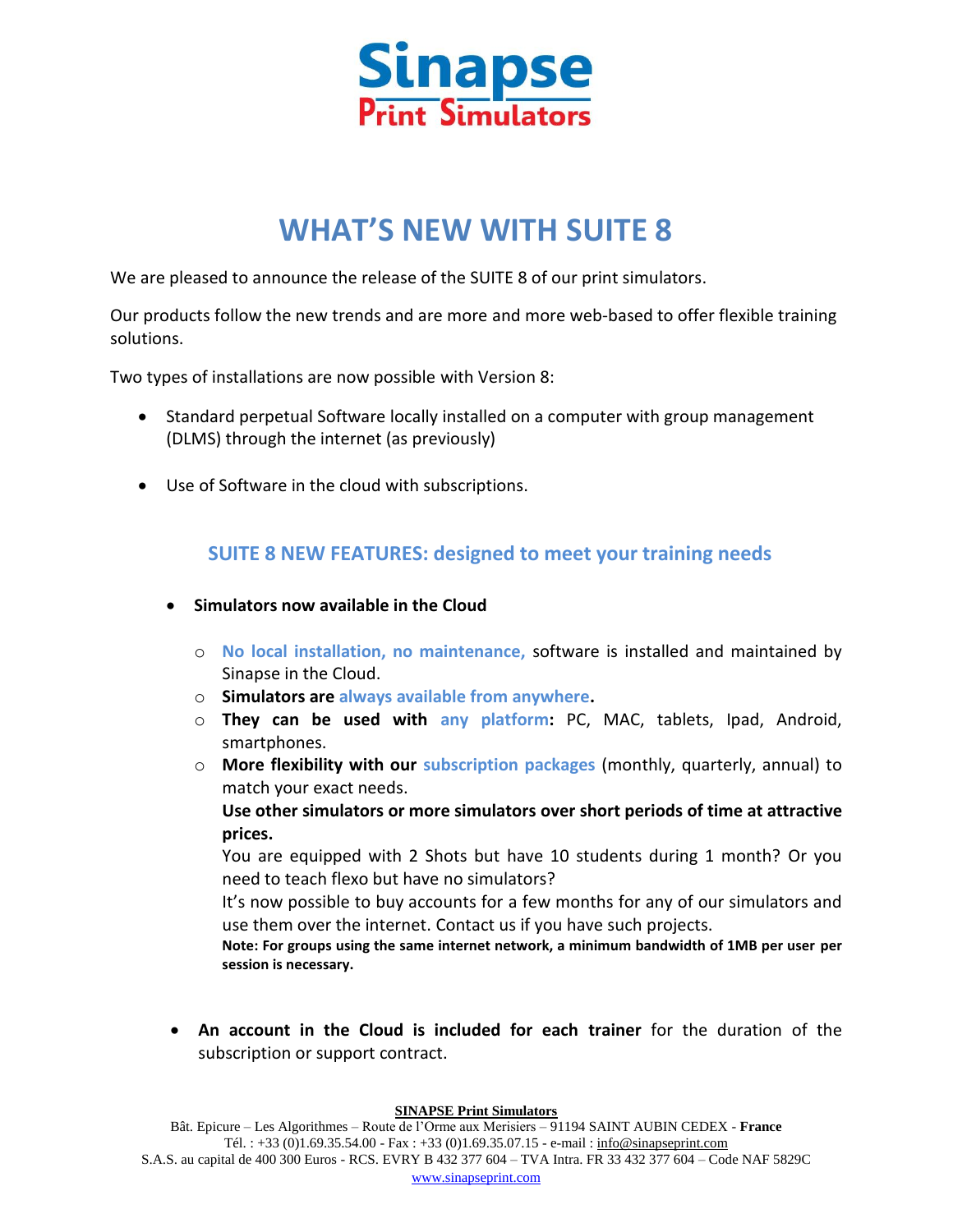# WHAT'S NEW WITH SUITE 8

We are pleased to announce the release of the SUITE 8 of our print simulators.

Our products follow the new trends and are more and more web-based to offer flexible training solutions.

Two types of installations are now possible with Version 8:

- Standard perpetual Software locally installed on a computer with group management (DLMS) through the internet (as previously)
- Use of Software in the cloud with subscriptions.

## SUITE 8 NEW FEATURES: designed to meet your training needs

- **Simulators now available in the Cloud**
  - No local installation, no maintenance, software is installed and maintained by Sinapse in the Cloud.
  - **Simulators are** always available from anywhere**.**
  - **They can be used with** any platform**:** PC, MAC, tablets, Ipad, Android, smartphones.
  - **More flexibility with our** subscription packages (monthly, quarterly, annual) to match your exact needs.

    **Use other simulators or more simulators over short periods of time at attractive prices.**

    You are equipped with 2 Shots but have 10 students during 1 month? Or you need to teach flexo but have no simulators?

    It's now possible to buy accounts for a few months for any of our simulators and use them over the internet. Contact us if you have such projects.

    **Note: For groups using the same internet network, a minimum bandwidth of 1MB per user per session is necessary.**

- **An account in the Cloud is included for each trainer** for the duration of the subscription or support contract.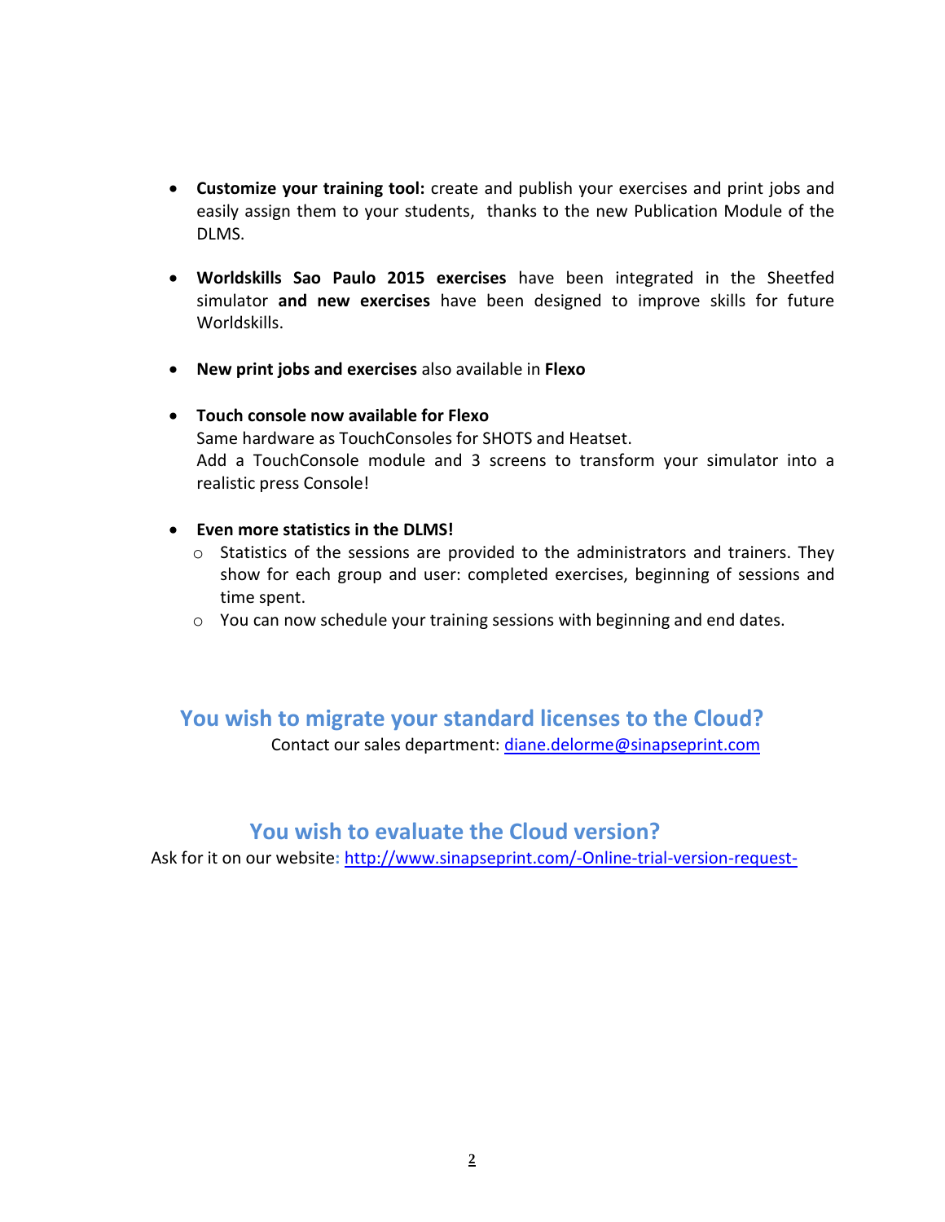- **Customize your training tool:** create and publish your exercises and print jobs and easily assign them to your students, thanks to the new Publication Module of the DLMS.

- **Worldskills Sao Paulo 2015 exercises** have been integrated in the Sheetfed simulator **and new exercises** have been designed to improve skills for future Worldskills.

- **New print jobs and exercises** also available in **Flexo**

- **Touch console now available for Flexo**
  Same hardware as TouchConsoles for SHOTS and Heatset.
  Add a TouchConsole module and 3 screens to transform your simulator into a realistic press Console!

- **Even more statistics in the DLMS!**
  - Statistics of the sessions are provided to the administrators and trainers. They show for each group and user: completed exercises, beginning of sessions and time spent.
  - You can now schedule your training sessions with beginning and end dates.

## You wish to migrate your standard licenses to the Cloud?

Contact our sales department: diane.delorme@sinapseprint.com

## You wish to evaluate the Cloud version?

Ask for it on our website: http://www.sinapseprint.com/-Online-trial-version-request-